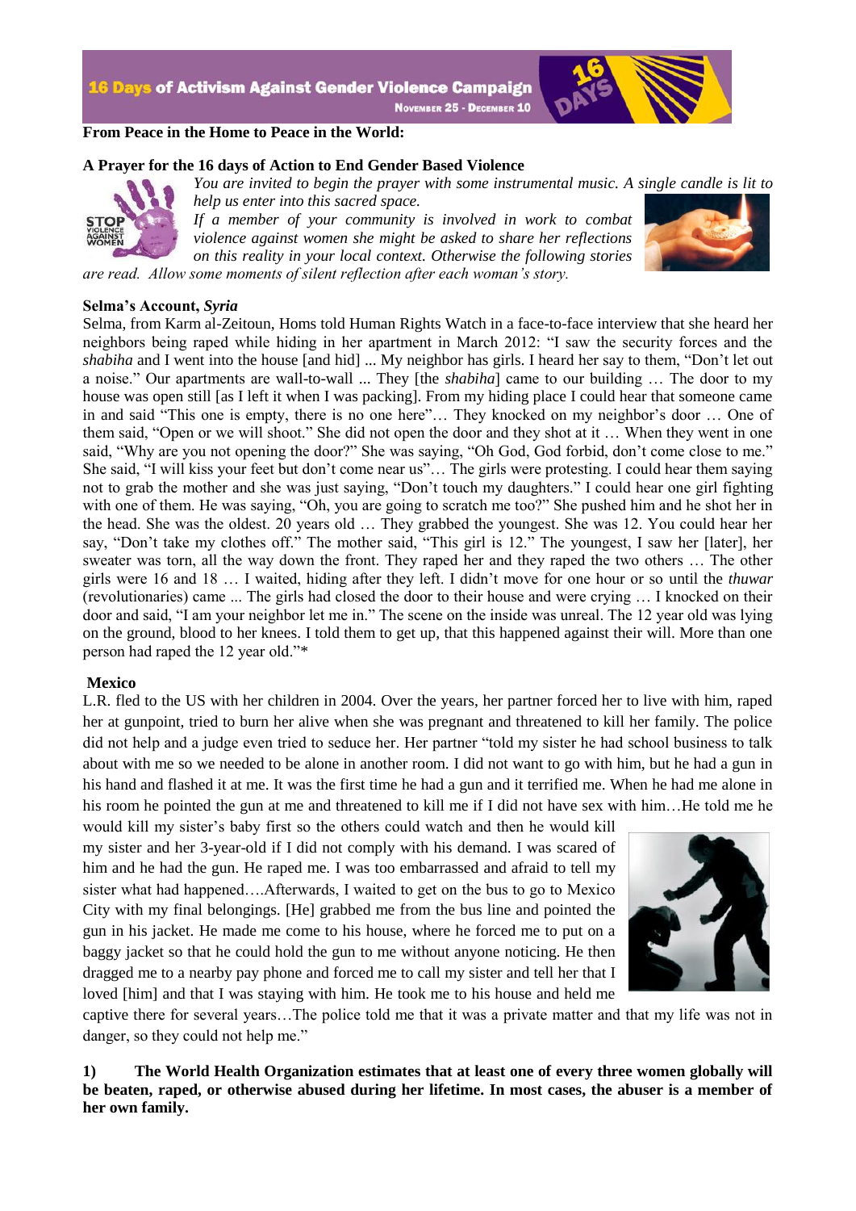16 Days of Activism Against Gender Violence Campaign
November 25 - December 10

**From Peace in the Home to Peace in the World:**

**A Prayer for the 16 days of Action to End Gender Based Violence**

*You are invited to begin the prayer with some instrumental music. A single candle is lit to help us enter into this sacred space.*

*If a member of your community is involved in work to combat violence against women she might be asked to share her reflections on this reality in your local context. Otherwise the following stories are read. Allow some moments of silent reflection after each woman's story.*

**Selma's Account, *Syria***

Selma, from Karm al-Zeitoun, Homs told Human Rights Watch in a face-to-face interview that she heard her neighbors being raped while hiding in her apartment in March 2012: "I saw the security forces and the *shabiha* and I went into the house [and hid] ... My neighbor has girls. I heard her say to them, "Don't let out a noise." Our apartments are wall-to-wall ... They [the *shabiha*] came to our building … The door to my house was open still [as I left it when I was packing]. From my hiding place I could hear that someone came in and said "This one is empty, there is no one here"… They knocked on my neighbor's door … One of them said, "Open or we will shoot." She did not open the door and they shot at it … When they went in one said, "Why are you not opening the door?" She was saying, "Oh God, God forbid, don't come close to me." She said, "I will kiss your feet but don't come near us"… The girls were protesting. I could hear them saying not to grab the mother and she was just saying, "Don't touch my daughters." I could hear one girl fighting with one of them. He was saying, "Oh, you are going to scratch me too?" She pushed him and he shot her in the head. She was the oldest. 20 years old … They grabbed the youngest. She was 12. You could hear her say, "Don't take my clothes off." The mother said, "This girl is 12." The youngest, I saw her [later], her sweater was torn, all the way down the front. They raped her and they raped the two others … The other girls were 16 and 18 … I waited, hiding after they left. I didn't move for one hour or so until the *thuwar* (revolutionaries) came ... The girls had closed the door to their house and were crying … I knocked on their door and said, "I am your neighbor let me in." The scene on the inside was unreal. The 12 year old was lying on the ground, blood to her knees. I told them to get up, that this happened against their will. More than one person had raped the 12 year old."*

**Mexico**

L.R. fled to the US with her children in 2004. Over the years, her partner forced her to live with him, raped her at gunpoint, tried to burn her alive when she was pregnant and threatened to kill her family. The police did not help and a judge even tried to seduce her. Her partner "told my sister he had school business to talk about with me so we needed to be alone in another room. I did not want to go with him, but he had a gun in his hand and flashed it at me. It was the first time he had a gun and it terrified me. When he had me alone in his room he pointed the gun at me and threatened to kill me if I did not have sex with him…He told me he would kill my sister's baby first so the others could watch and then he would kill my sister and her 3-year-old if I did not comply with his demand. I was scared of him and he had the gun. He raped me. I was too embarrassed and afraid to tell my sister what had happened….Afterwards, I waited to get on the bus to go to Mexico City with my final belongings. [He] grabbed me from the bus line and pointed the gun in his jacket. He made me come to his house, where he forced me to put on a baggy jacket so that he could hold the gun to me without anyone noticing. He then dragged me to a nearby pay phone and forced me to call my sister and tell her that I loved [him] and that I was staying with him. He took me to his house and held me captive there for several years…The police told me that it was a private matter and that my life was not in danger, so they could not help me."

**1) The World Health Organization estimates that at least one of every three women globally will be beaten, raped, or otherwise abused during her lifetime. In most cases, the abuser is a member of her own family.**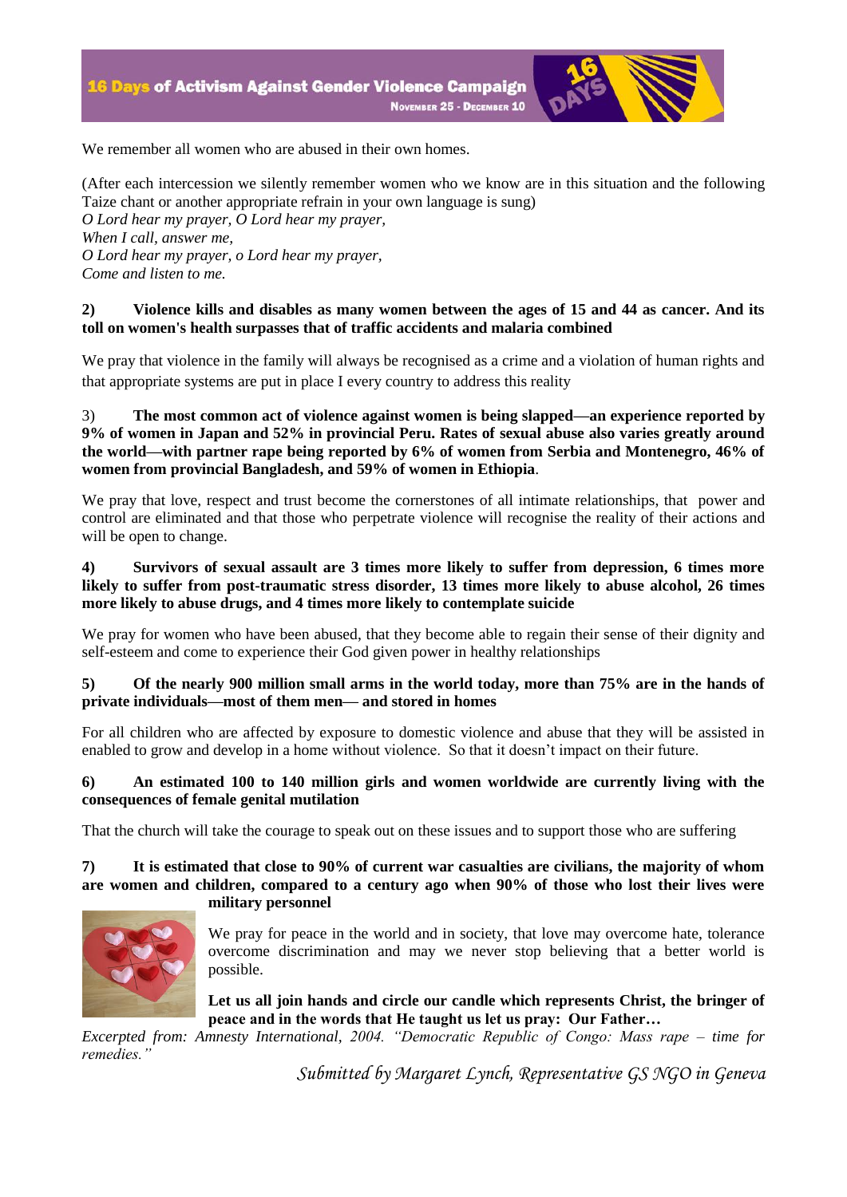16 Days of Activism Against Gender Violence Campaign
November 25 - December 10

We remember all women who are abused in their own homes.

(After each intercession we silently remember women who we know are in this situation and the following Taize chant or another appropriate refrain in your own language is sung)
*O Lord hear my prayer, O Lord hear my prayer,*
*When I call, answer me,*
*O Lord hear my prayer, o Lord hear my prayer,*
*Come and listen to me.*

**2) Violence kills and disables as many women between the ages of 15 and 44 as cancer. And its toll on women's health surpasses that of traffic accidents and malaria combined**

We pray that violence in the family will always be recognised as a crime and a violation of human rights and that appropriate systems are put in place I every country to address this reality

3) **The most common act of violence against women is being slapped—an experience reported by 9% of women in Japan and 52% in provincial Peru. Rates of sexual abuse also varies greatly around the world—with partner rape being reported by 6% of women from Serbia and Montenegro, 46% of women from provincial Bangladesh, and 59% of women in Ethiopia**.

We pray that love, respect and trust become the cornerstones of all intimate relationships, that power and control are eliminated and that those who perpetrate violence will recognise the reality of their actions and will be open to change.

**4) Survivors of sexual assault are 3 times more likely to suffer from depression, 6 times more likely to suffer from post-traumatic stress disorder, 13 times more likely to abuse alcohol, 26 times more likely to abuse drugs, and 4 times more likely to contemplate suicide**

We pray for women who have been abused, that they become able to regain their sense of their dignity and self-esteem and come to experience their God given power in healthy relationships

**5) Of the nearly 900 million small arms in the world today, more than 75% are in the hands of private individuals—most of them men— and stored in homes**

For all children who are affected by exposure to domestic violence and abuse that they will be assisted in enabled to grow and develop in a home without violence. So that it doesn't impact on their future.

**6) An estimated 100 to 140 million girls and women worldwide are currently living with the consequences of female genital mutilation**

That the church will take the courage to speak out on these issues and to support those who are suffering

**7) It is estimated that close to 90% of current war casualties are civilians, the majority of whom are women and children, compared to a century ago when 90% of those who lost their lives were military personnel**

We pray for peace in the world and in society, that love may overcome hate, tolerance overcome discrimination and may we never stop believing that a better world is possible.

**Let us all join hands and circle our candle which represents Christ, the bringer of peace and in the words that He taught us let us pray: Our Father…**

*Excerpted from: Amnesty International, 2004. "Democratic Republic of Congo: Mass rape – time for remedies."*

*Submitted by Margaret Lynch, Representative GS NGO in Geneva*